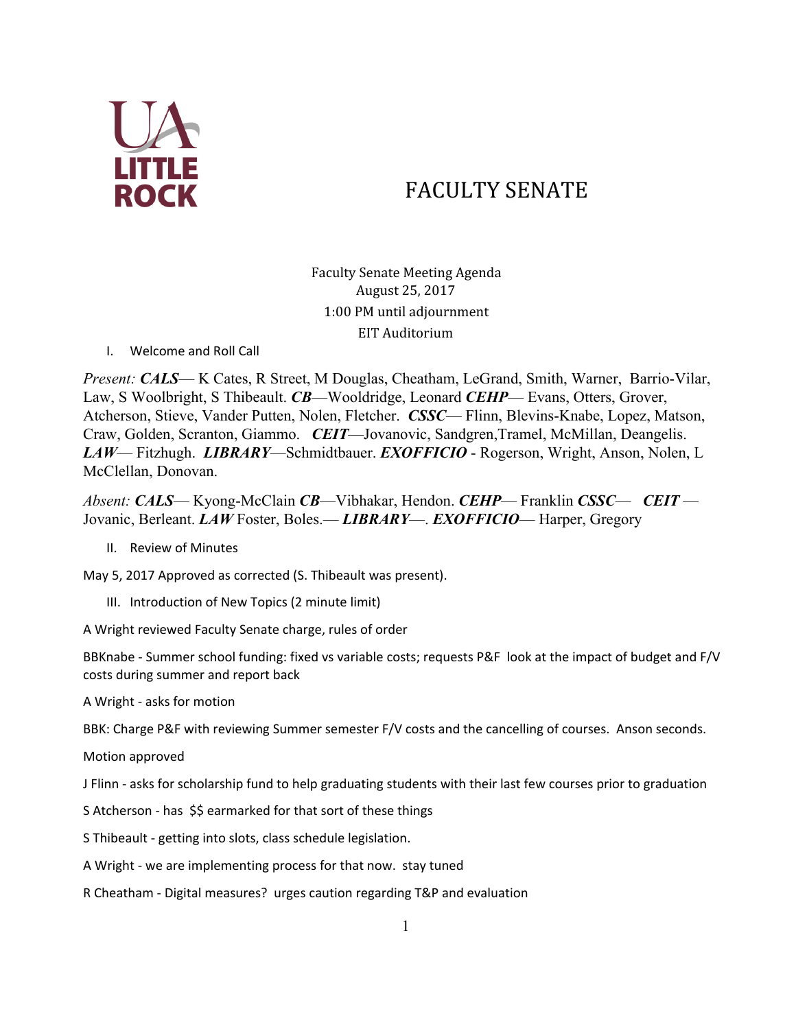# FACULTY SENATE

Faculty Senate Meeting Agenda
August 25, 2017
1:00 PM until adjournment
EIT Auditorium

I. Welcome and Roll Call

*Present:* ***CALS***— K Cates, R Street, M Douglas, Cheatham, LeGrand, Smith, Warner, Barrio-Vilar, Law, S Woolbright, S Thibeault. ***CB***—Wooldridge, Leonard ***CEHP***— Evans, Otters, Grover, Atcherson, Stieve, Vander Putten, Nolen, Fletcher. ***CSSC***— Flinn, Blevins-Knabe, Lopez, Matson, Craw, Golden, Scranton, Giammo. ***CEIT***—Jovanovic, Sandgren,Tramel, McMillan, Deangelis. ***LAW***— Fitzhugh. ***LIBRARY***—Schmidtbauer. ***EXOFFICIO*** - Rogerson, Wright, Anson, Nolen, L McClellan, Donovan.

*Absent:* ***CALS***— Kyong-McClain ***CB***—Vibhakar, Hendon. ***CEHP***— Franklin ***CSSC***— ***CEIT*** — Jovanic, Berleant. ***LAW*** Foster, Boles.— ***LIBRARY***—. ***EXOFFICIO***— Harper, Gregory

II. Review of Minutes

May 5, 2017 Approved as corrected (S. Thibeault was present).

III. Introduction of New Topics (2 minute limit)

A Wright reviewed Faculty Senate charge, rules of order

BBKnabe - Summer school funding: fixed vs variable costs; requests P&F look at the impact of budget and F/V costs during summer and report back

A Wright - asks for motion

BBK: Charge P&F with reviewing Summer semester F/V costs and the cancelling of courses. Anson seconds.

Motion approved

J Flinn - asks for scholarship fund to help graduating students with their last few courses prior to graduation

S Atcherson - has $$ earmarked for that sort of these things

S Thibeault - getting into slots, class schedule legislation.

A Wright - we are implementing process for that now. stay tuned

R Cheatham - Digital measures? urges caution regarding T&P and evaluation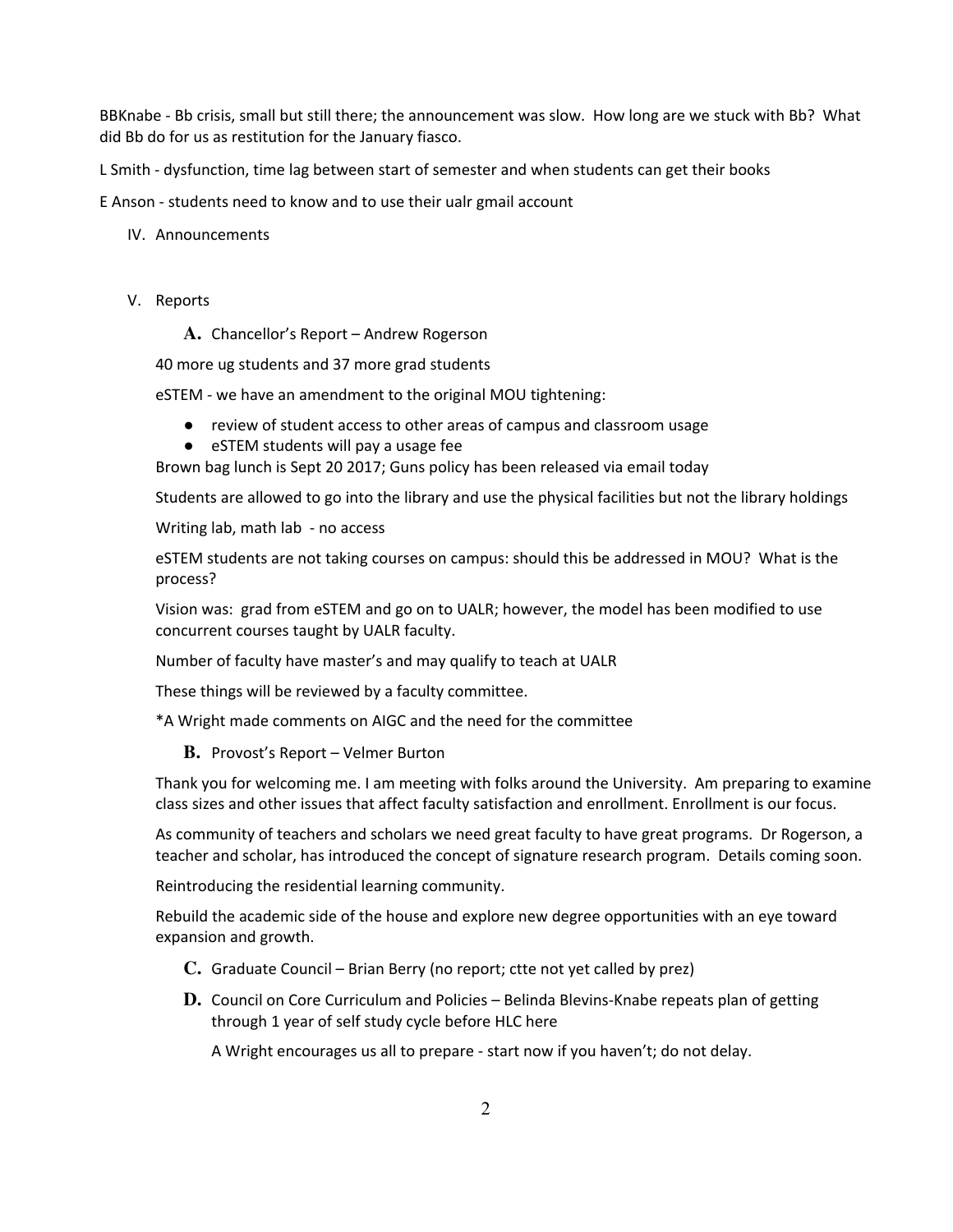BBKnabe - Bb crisis, small but still there; the announcement was slow. How long are we stuck with Bb? What did Bb do for us as restitution for the January fiasco.

L Smith - dysfunction, time lag between start of semester and when students can get their books

E Anson - students need to know and to use their ualr gmail account

IV. Announcements

V. Reports

**A.** Chancellor's Report – Andrew Rogerson

40 more ug students and 37 more grad students

eSTEM - we have an amendment to the original MOU tightening:

- review of student access to other areas of campus and classroom usage
- eSTEM students will pay a usage fee

Brown bag lunch is Sept 20 2017; Guns policy has been released via email today

Students are allowed to go into the library and use the physical facilities but not the library holdings

Writing lab, math lab - no access

eSTEM students are not taking courses on campus: should this be addressed in MOU? What is the process?

Vision was: grad from eSTEM and go on to UALR; however, the model has been modified to use concurrent courses taught by UALR faculty.

Number of faculty have master's and may qualify to teach at UALR

These things will be reviewed by a faculty committee.

*A Wright made comments on AIGC and the need for the committee

**B.** Provost's Report – Velmer Burton

Thank you for welcoming me. I am meeting with folks around the University. Am preparing to examine class sizes and other issues that affect faculty satisfaction and enrollment. Enrollment is our focus.

As community of teachers and scholars we need great faculty to have great programs. Dr Rogerson, a teacher and scholar, has introduced the concept of signature research program. Details coming soon.

Reintroducing the residential learning community.

Rebuild the academic side of the house and explore new degree opportunities with an eye toward expansion and growth.

**C.** Graduate Council – Brian Berry (no report; ctte not yet called by prez)

**D.** Council on Core Curriculum and Policies – Belinda Blevins-Knabe repeats plan of getting through 1 year of self study cycle before HLC here

A Wright encourages us all to prepare - start now if you haven't; do not delay.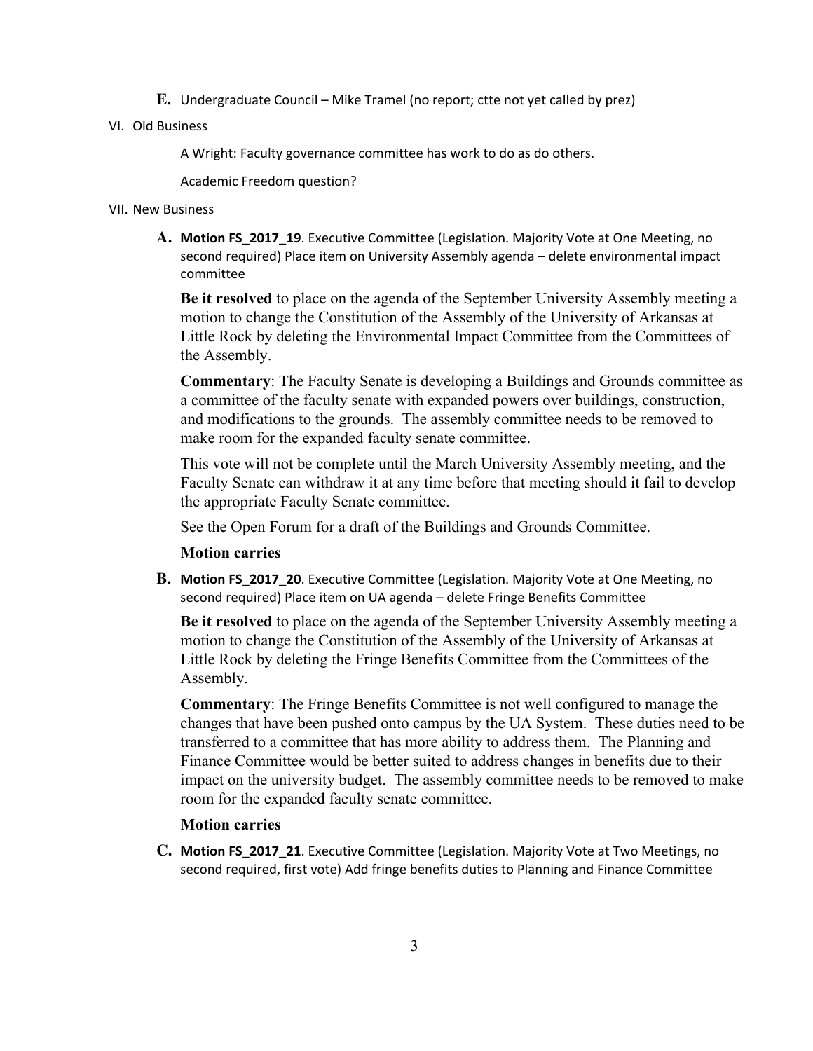**E.** Undergraduate Council – Mike Tramel (no report; ctte not yet called by prez)

VI. Old Business

A Wright: Faculty governance committee has work to do as do others.

Academic Freedom question?

VII. New Business

**A. Motion FS_2017_19**. Executive Committee (Legislation. Majority Vote at One Meeting, no second required) Place item on University Assembly agenda – delete environmental impact committee

**Be it resolved** to place on the agenda of the September University Assembly meeting a motion to change the Constitution of the Assembly of the University of Arkansas at Little Rock by deleting the Environmental Impact Committee from the Committees of the Assembly.

**Commentary**: The Faculty Senate is developing a Buildings and Grounds committee as a committee of the faculty senate with expanded powers over buildings, construction, and modifications to the grounds. The assembly committee needs to be removed to make room for the expanded faculty senate committee.

This vote will not be complete until the March University Assembly meeting, and the Faculty Senate can withdraw it at any time before that meeting should it fail to develop the appropriate Faculty Senate committee.

See the Open Forum for a draft of the Buildings and Grounds Committee.

**Motion carries**

**B. Motion FS_2017_20**. Executive Committee (Legislation. Majority Vote at One Meeting, no second required) Place item on UA agenda – delete Fringe Benefits Committee

**Be it resolved** to place on the agenda of the September University Assembly meeting a motion to change the Constitution of the Assembly of the University of Arkansas at Little Rock by deleting the Fringe Benefits Committee from the Committees of the Assembly.

**Commentary**: The Fringe Benefits Committee is not well configured to manage the changes that have been pushed onto campus by the UA System. These duties need to be transferred to a committee that has more ability to address them. The Planning and Finance Committee would be better suited to address changes in benefits due to their impact on the university budget. The assembly committee needs to be removed to make room for the expanded faculty senate committee.

**Motion carries**

**C. Motion FS_2017_21**. Executive Committee (Legislation. Majority Vote at Two Meetings, no second required, first vote) Add fringe benefits duties to Planning and Finance Committee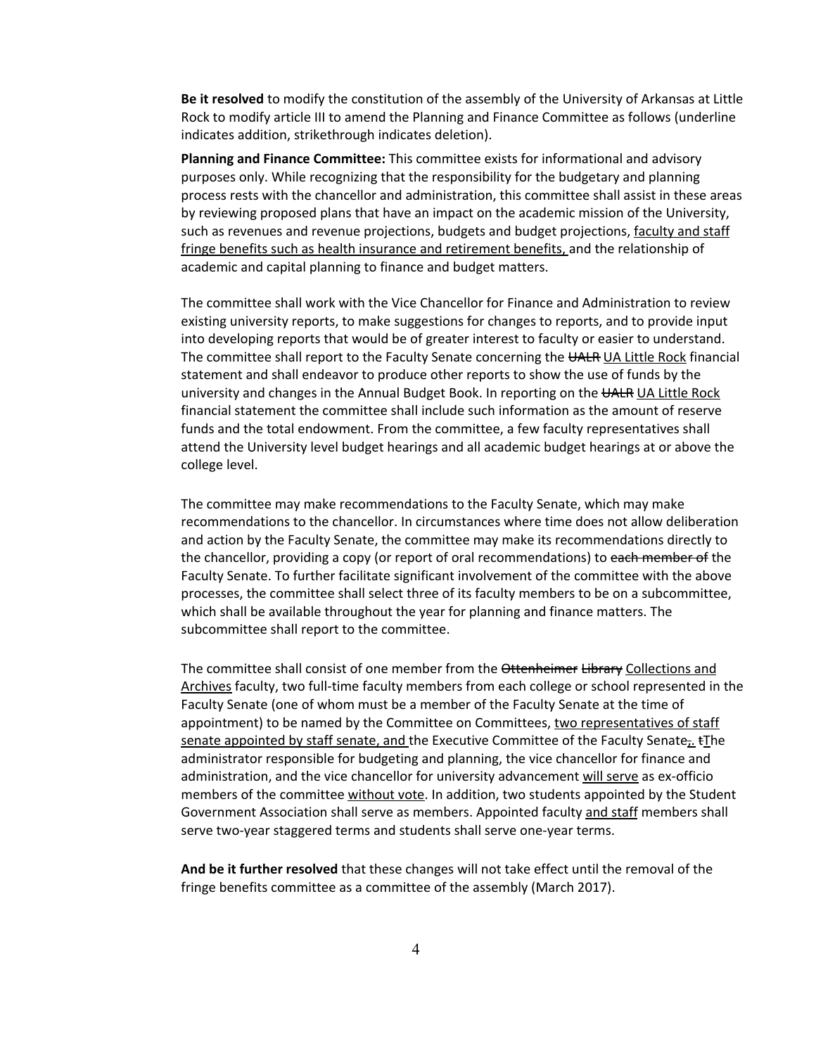**Be it resolved** to modify the constitution of the assembly of the University of Arkansas at Little Rock to modify article III to amend the Planning and Finance Committee as follows (underline indicates addition, strikethrough indicates deletion).

**Planning and Finance Committee:** This committee exists for informational and advisory purposes only. While recognizing that the responsibility for the budgetary and planning process rests with the chancellor and administration, this committee shall assist in these areas by reviewing proposed plans that have an impact on the academic mission of the University, such as revenues and revenue projections, budgets and budget projections, <u>faculty and staff fringe benefits such as health insurance and retirement benefits,</u> and the relationship of academic and capital planning to finance and budget matters.

The committee shall work with the Vice Chancellor for Finance and Administration to review existing university reports, to make suggestions for changes to reports, and to provide input into developing reports that would be of greater interest to faculty or easier to understand. The committee shall report to the Faculty Senate concerning the ~~UALR~~ <u>UA Little Rock</u> financial statement and shall endeavor to produce other reports to show the use of funds by the university and changes in the Annual Budget Book. In reporting on the ~~UALR~~ <u>UA Little Rock</u> financial statement the committee shall include such information as the amount of reserve funds and the total endowment. From the committee, a few faculty representatives shall attend the University level budget hearings and all academic budget hearings at or above the college level.

The committee may make recommendations to the Faculty Senate, which may make recommendations to the chancellor. In circumstances where time does not allow deliberation and action by the Faculty Senate, the committee may make its recommendations directly to the chancellor, providing a copy (or report of oral recommendations) to ~~each member of~~ the Faculty Senate. To further facilitate significant involvement of the committee with the above processes, the committee shall select three of its faculty members to be on a subcommittee, which shall be available throughout the year for planning and finance matters. The subcommittee shall report to the committee.

The committee shall consist of one member from the ~~Ottenheimer~~ ~~Library~~ <u>Collections and Archives</u> faculty, two full-time faculty members from each college or school represented in the Faculty Senate (one of whom must be a member of the Faculty Senate at the time of appointment) to be named by the Committee on Committees, <u>two representatives of staff senate appointed by staff senate, and</u> the Executive Committee of the Faculty Senate~~,~~<u>.</u> ~~t~~<u>T</u>he administrator responsible for budgeting and planning, the vice chancellor for finance and administration, and the vice chancellor for university advancement <u>will serve</u> as ex-officio members of the committee <u>without vote</u>. In addition, two students appointed by the Student Government Association shall serve as members. Appointed faculty <u>and staff</u> members shall serve two-year staggered terms and students shall serve one-year terms.

**And be it further resolved** that these changes will not take effect until the removal of the fringe benefits committee as a committee of the assembly (March 2017).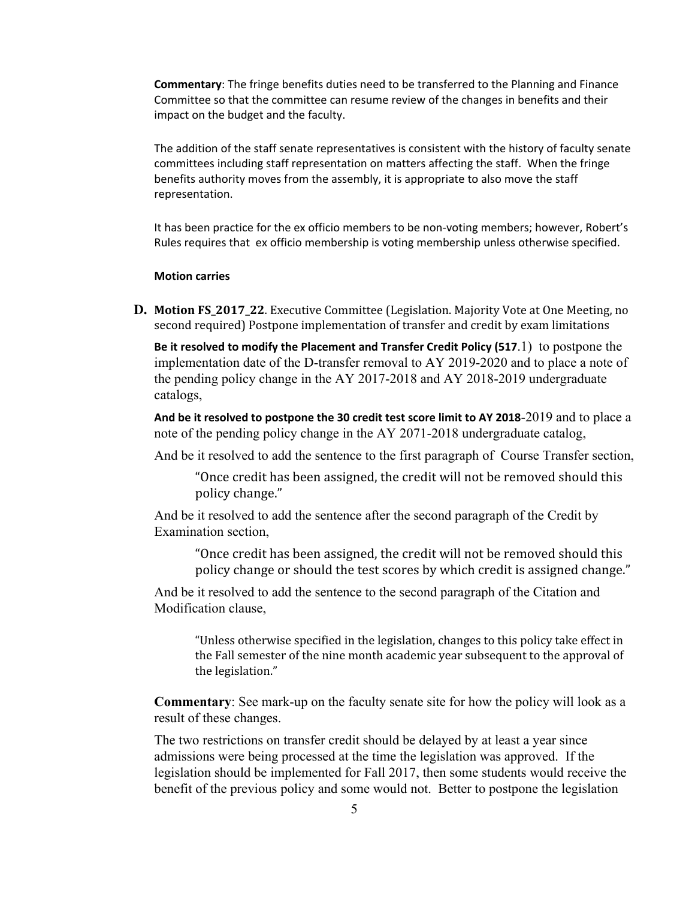**Commentary**: The fringe benefits duties need to be transferred to the Planning and Finance Committee so that the committee can resume review of the changes in benefits and their impact on the budget and the faculty.

The addition of the staff senate representatives is consistent with the history of faculty senate committees including staff representation on matters affecting the staff. When the fringe benefits authority moves from the assembly, it is appropriate to also move the staff representation.

It has been practice for the ex officio members to be non-voting members; however, Robert's Rules requires that ex officio membership is voting membership unless otherwise specified.

**Motion carries**

**D. Motion FS_2017_22**. Executive Committee (Legislation. Majority Vote at One Meeting, no second required) Postpone implementation of transfer and credit by exam limitations

**Be it resolved to modify the Placement and Transfer Credit Policy (517**.1) to postpone the implementation date of the D-transfer removal to AY 2019-2020 and to place a note of the pending policy change in the AY 2017-2018 and AY 2018-2019 undergraduate catalogs,

**And be it resolved to postpone the 30 credit test score limit to AY 2018**-2019 and to place a note of the pending policy change in the AY 2071-2018 undergraduate catalog,

And be it resolved to add the sentence to the first paragraph of Course Transfer section,

> "Once credit has been assigned, the credit will not be removed should this policy change."

And be it resolved to add the sentence after the second paragraph of the Credit by Examination section,

> "Once credit has been assigned, the credit will not be removed should this policy change or should the test scores by which credit is assigned change."

And be it resolved to add the sentence to the second paragraph of the Citation and Modification clause,

> "Unless otherwise specified in the legislation, changes to this policy take effect in the Fall semester of the nine month academic year subsequent to the approval of the legislation."

**Commentary**: See mark-up on the faculty senate site for how the policy will look as a result of these changes.

The two restrictions on transfer credit should be delayed by at least a year since admissions were being processed at the time the legislation was approved. If the legislation should be implemented for Fall 2017, then some students would receive the benefit of the previous policy and some would not. Better to postpone the legislation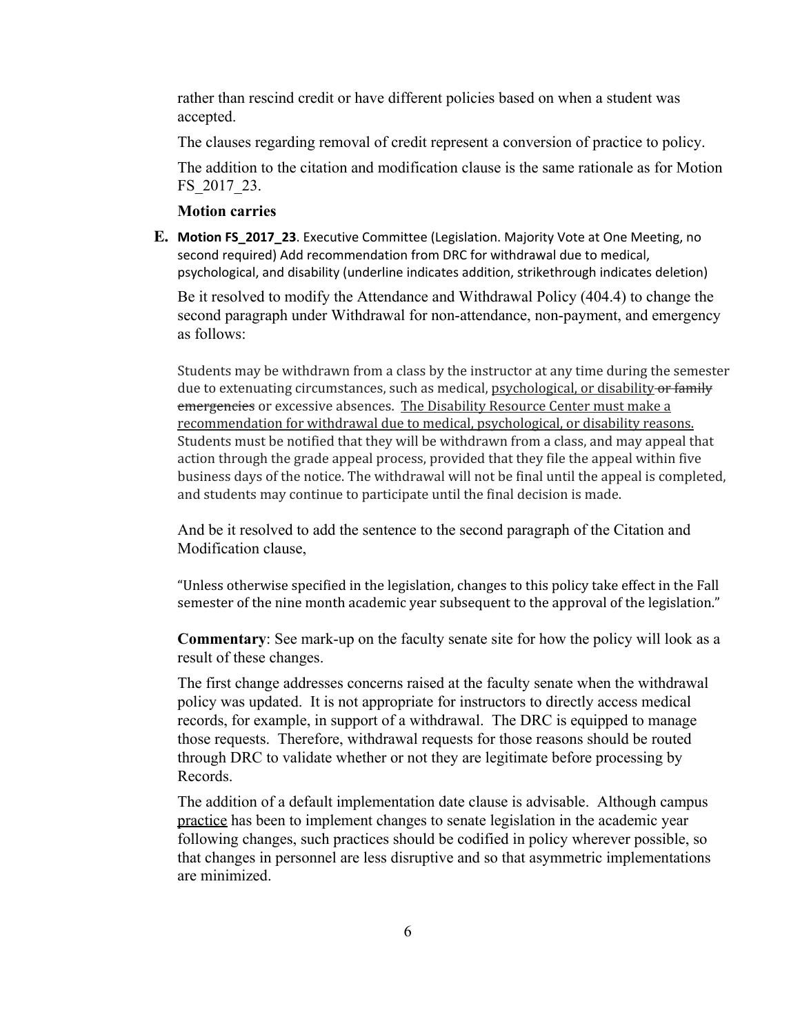rather than rescind credit or have different policies based on when a student was accepted.

The clauses regarding removal of credit represent a conversion of practice to policy.

The addition to the citation and modification clause is the same rationale as for Motion FS_2017_23.

**Motion carries**

**E. Motion FS_2017_23**. Executive Committee (Legislation. Majority Vote at One Meeting, no second required) Add recommendation from DRC for withdrawal due to medical, psychological, and disability (underline indicates addition, strikethrough indicates deletion)

Be it resolved to modify the Attendance and Withdrawal Policy (404.4) to change the second paragraph under Withdrawal for non-attendance, non-payment, and emergency as follows:

> Students may be withdrawn from a class by the instructor at any time during the semester due to extenuating circumstances, such as medical, <u>psychological, or disability</u> ~~or family emergencies~~ or excessive absences. <u>The Disability Resource Center must make a recommendation for withdrawal due to medical, psychological, or disability reasons.</u> Students must be notified that they will be withdrawn from a class, and may appeal that action through the grade appeal process, provided that they file the appeal within five business days of the notice. The withdrawal will not be final until the appeal is completed, and students may continue to participate until the final decision is made.

And be it resolved to add the sentence to the second paragraph of the Citation and Modification clause,

> "Unless otherwise specified in the legislation, changes to this policy take effect in the Fall semester of the nine month academic year subsequent to the approval of the legislation."

**Commentary**: See mark-up on the faculty senate site for how the policy will look as a result of these changes.

The first change addresses concerns raised at the faculty senate when the withdrawal policy was updated. It is not appropriate for instructors to directly access medical records, for example, in support of a withdrawal. The DRC is equipped to manage those requests. Therefore, withdrawal requests for those reasons should be routed through DRC to validate whether or not they are legitimate before processing by Records.

The addition of a default implementation date clause is advisable. Although campus <u>practice</u> has been to implement changes to senate legislation in the academic year following changes, such practices should be codified in policy wherever possible, so that changes in personnel are less disruptive and so that asymmetric implementations are minimized.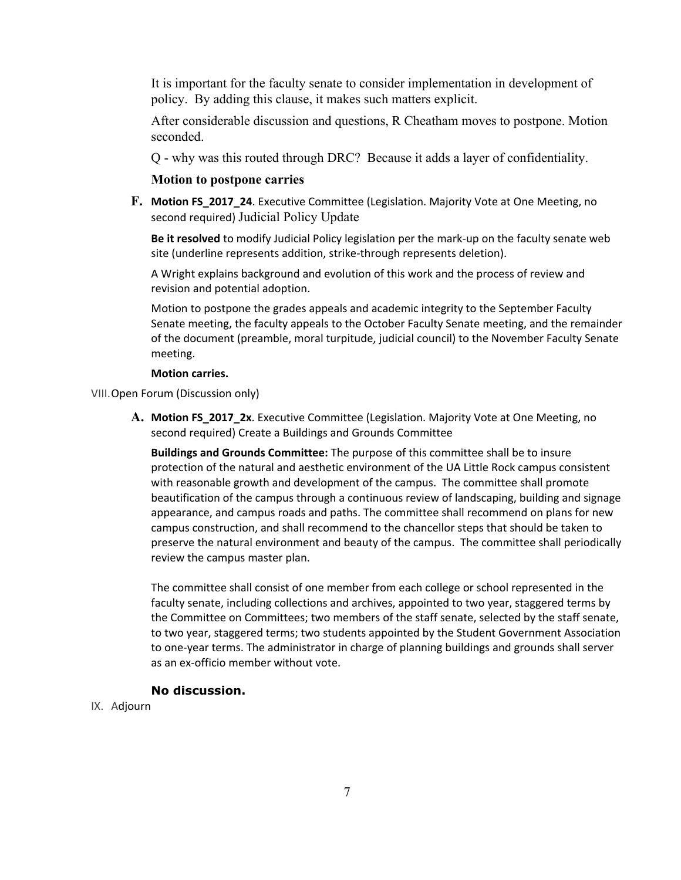It is important for the faculty senate to consider implementation in development of policy. By adding this clause, it makes such matters explicit.

After considerable discussion and questions, R Cheatham moves to postpone. Motion seconded.

Q - why was this routed through DRC? Because it adds a layer of confidentiality.

**Motion to postpone carries**

**F. Motion FS_2017_24**. Executive Committee (Legislation. Majority Vote at One Meeting, no second required) Judicial Policy Update

**Be it resolved** to modify Judicial Policy legislation per the mark-up on the faculty senate web site (underline represents addition, strike-through represents deletion).

A Wright explains background and evolution of this work and the process of review and revision and potential adoption.

Motion to postpone the grades appeals and academic integrity to the September Faculty Senate meeting, the faculty appeals to the October Faculty Senate meeting, and the remainder of the document (preamble, moral turpitude, judicial council) to the November Faculty Senate meeting.

**Motion carries.**

VIII. Open Forum (Discussion only)

**A. Motion FS_2017_2x**. Executive Committee (Legislation. Majority Vote at One Meeting, no second required) Create a Buildings and Grounds Committee

**Buildings and Grounds Committee:** The purpose of this committee shall be to insure protection of the natural and aesthetic environment of the UA Little Rock campus consistent with reasonable growth and development of the campus. The committee shall promote beautification of the campus through a continuous review of landscaping, building and signage appearance, and campus roads and paths. The committee shall recommend on plans for new campus construction, and shall recommend to the chancellor steps that should be taken to preserve the natural environment and beauty of the campus. The committee shall periodically review the campus master plan.

The committee shall consist of one member from each college or school represented in the faculty senate, including collections and archives, appointed to two year, staggered terms by the Committee on Committees; two members of the staff senate, selected by the staff senate, to two year, staggered terms; two students appointed by the Student Government Association to one-year terms. The administrator in charge of planning buildings and grounds shall server as an ex-officio member without vote.

**No discussion.**

IX. Adjourn